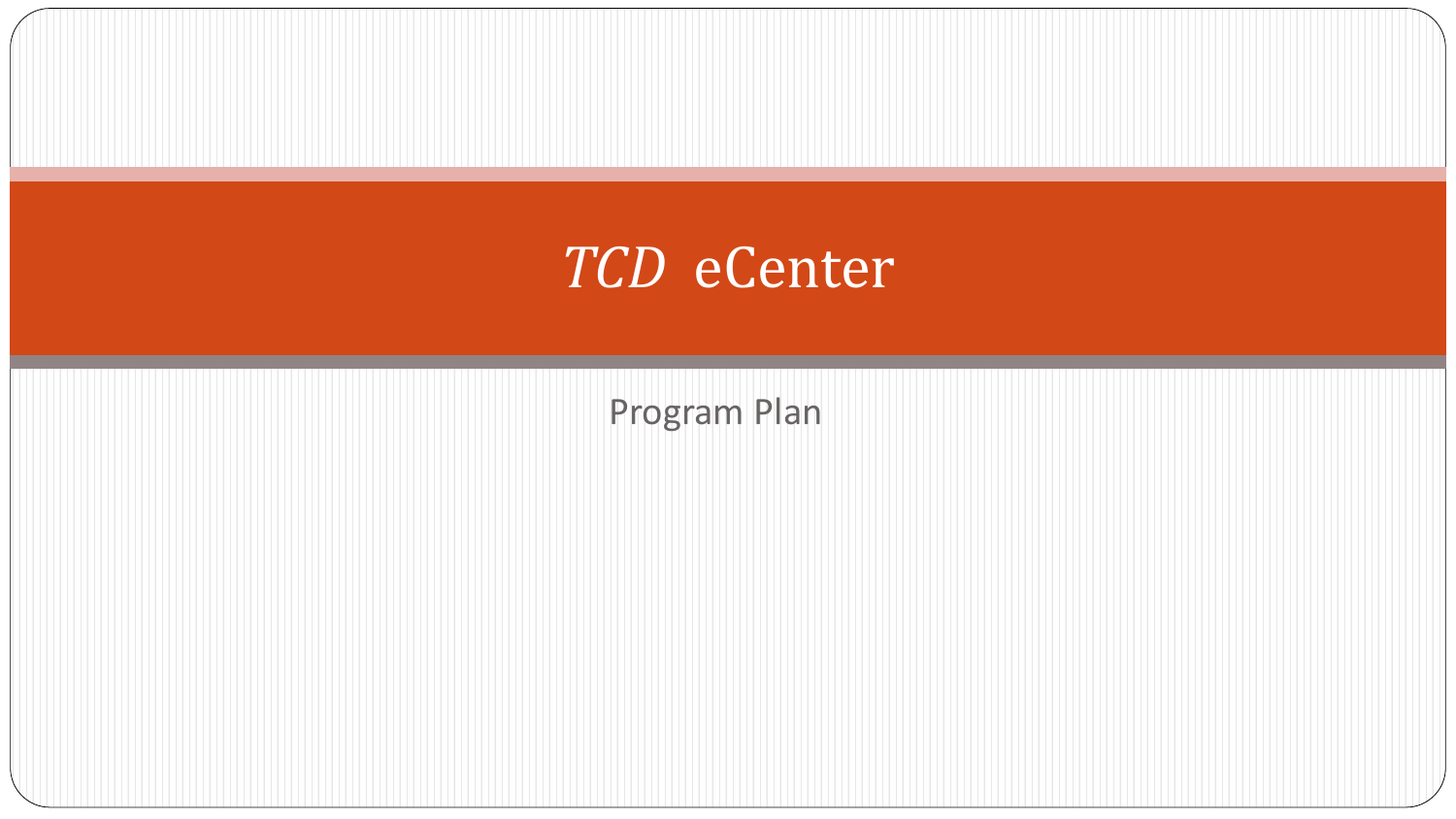# *TCD* eCenter

Program Plan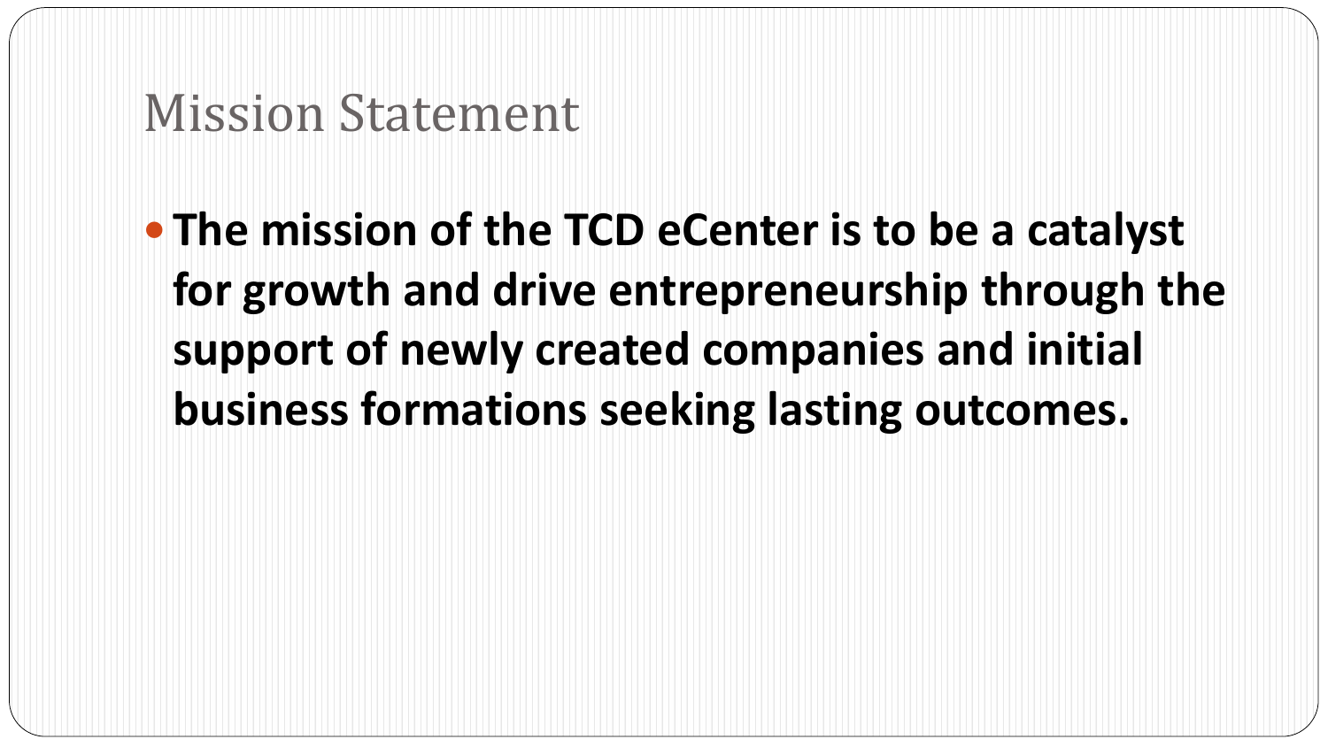# Mission Statement

- **The mission of the TCD eCenter is to be a catalyst for growth and drive entrepreneurship through the support of newly created companies and initial business formations seeking lasting outcomes.**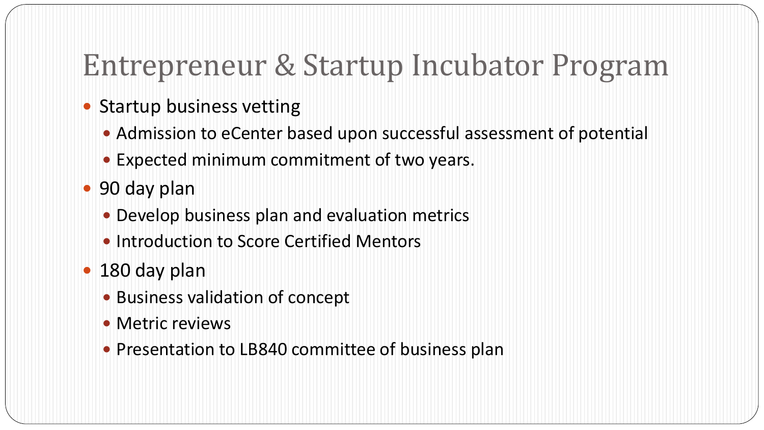# Entrepreneur & Startup Incubator Program

- Startup business vetting
  - Admission to eCenter based upon successful assessment of potential
  - Expected minimum commitment of two years.
- 90 day plan
  - Develop business plan and evaluation metrics
  - Introduction to Score Certified Mentors
- 180 day plan
  - Business validation of concept
  - Metric reviews
  - Presentation to LB840 committee of business plan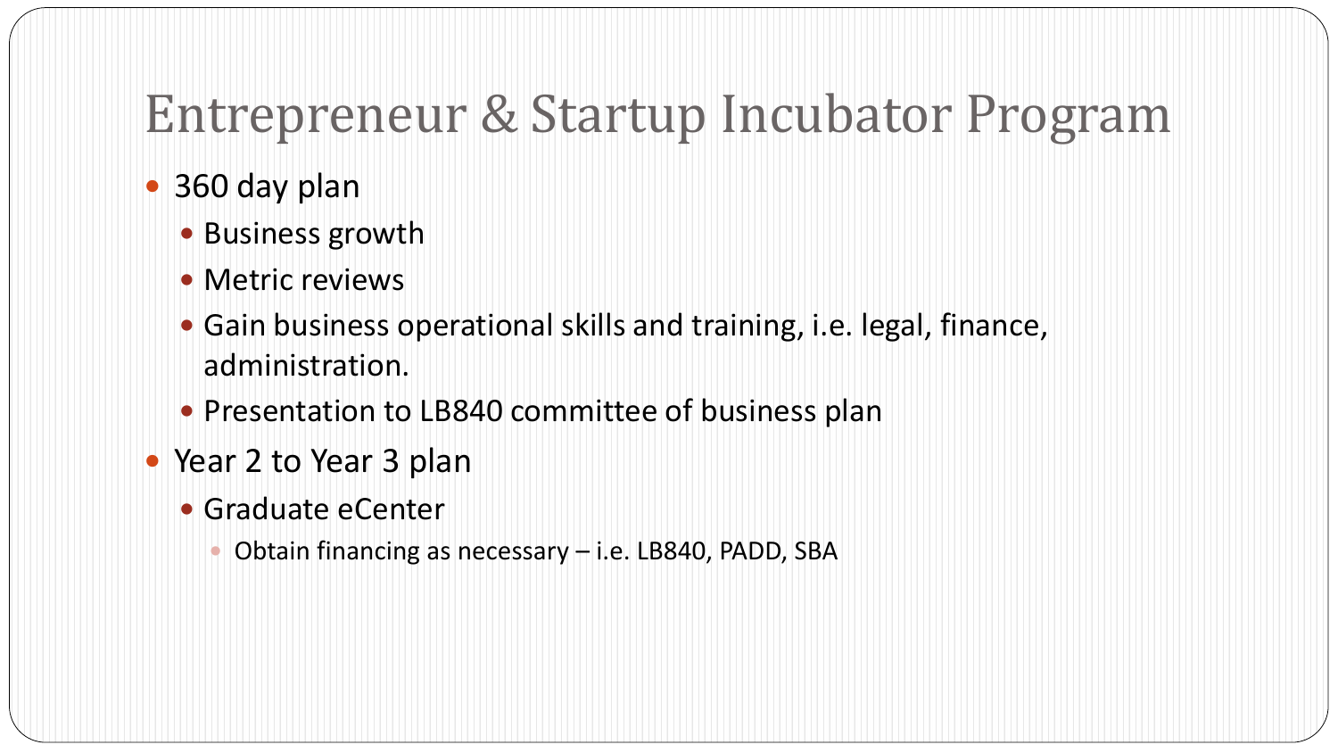# Entrepreneur & Startup Incubator Program

- 360 day plan
  - Business growth
  - Metric reviews
  - Gain business operational skills and training, i.e. legal, finance, administration.
  - Presentation to LB840 committee of business plan
- Year 2 to Year 3 plan
  - Graduate eCenter
    - Obtain financing as necessary – i.e. LB840, PADD, SBA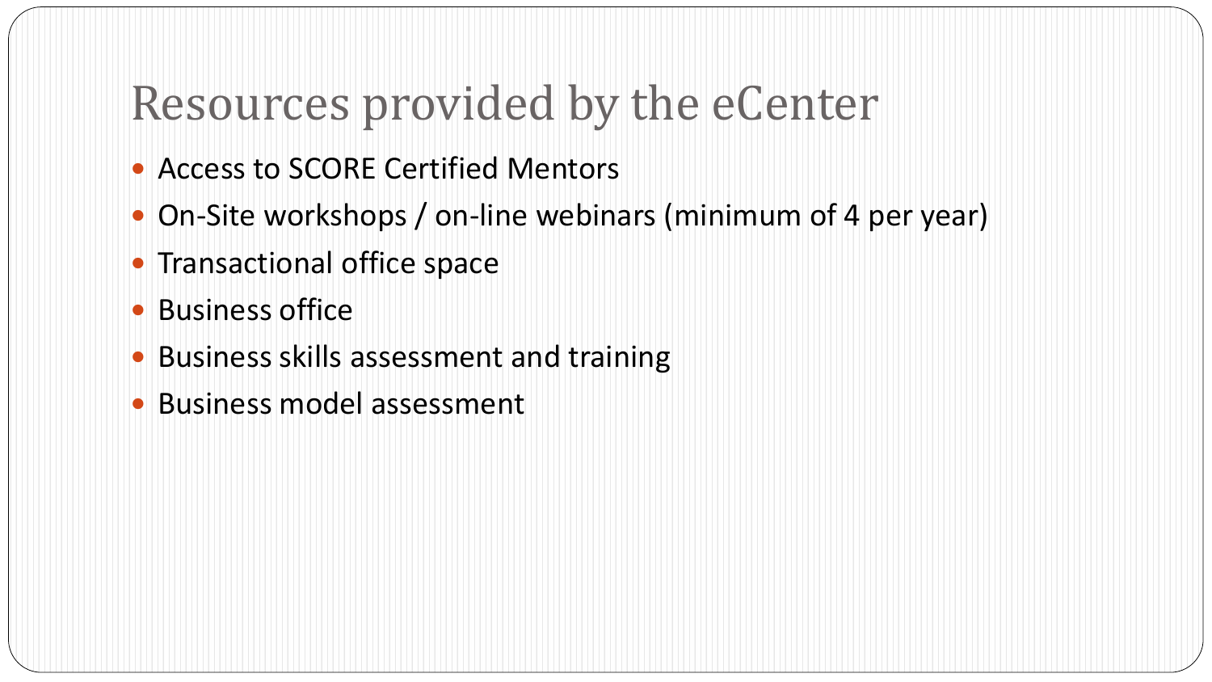# Resources provided by the eCenter

- Access to SCORE Certified Mentors
- On-Site workshops / on-line webinars (minimum of 4 per year)
- Transactional office space
- Business office
- Business skills assessment and training
- Business model assessment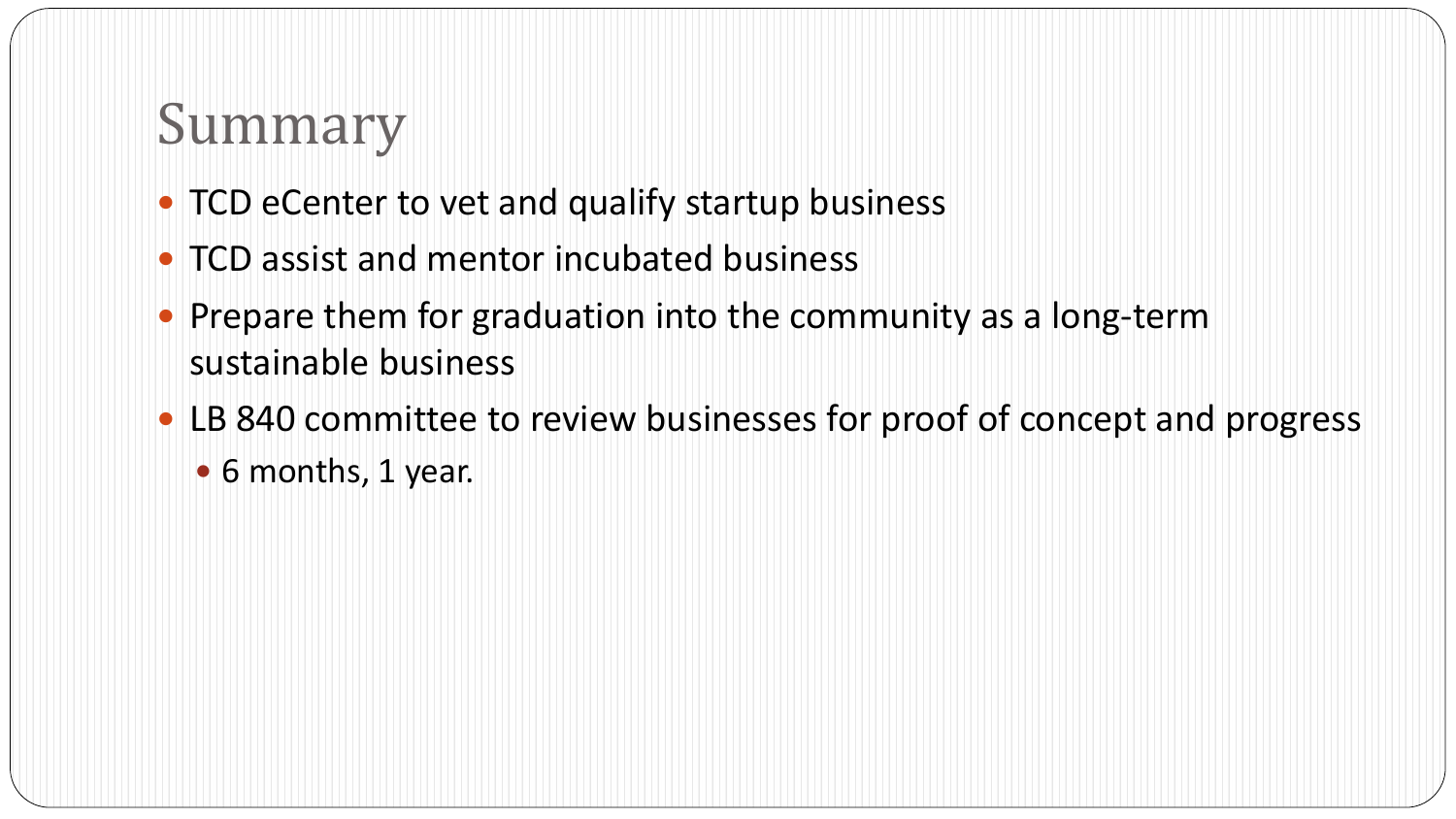# Summary

- TCD eCenter to vet and qualify startup business
- TCD assist and mentor incubated business
- Prepare them for graduation into the community as a long-term sustainable business
- LB 840 committee to review businesses for proof of concept and progress
  - 6 months, 1 year.